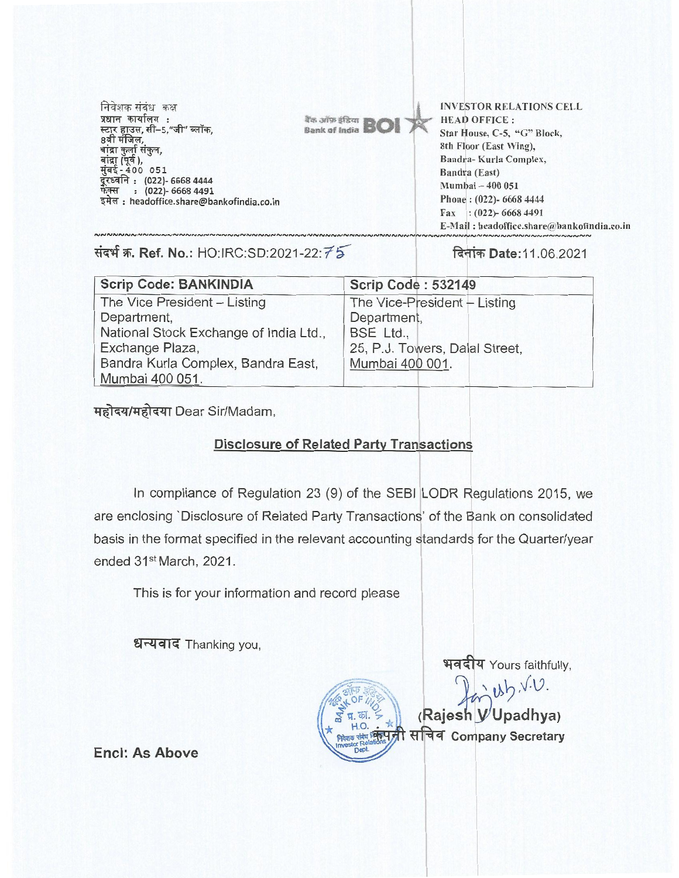निवेशक संबंध कक्ष
प्रधान कार्यालय :
स्टार हाउस, सी–5, "जी" ब्लॉक,
8वी मंजिल,
बांद्रा कुर्ला संकुल,
बांद्रा (पूर्व),
मुंबई - 400 051
दूरध्वनि : (022)- 6668 4444
फ़ैक्स : (022)- 6668 4491
इमेल : headoffice.share@bankofindia.co.in

बैंक ऑफ इंडिया Bank of India BOI

INVESTOR RELATIONS CELL
HEAD OFFICE :
Star House, C-5, "G" Block,
8th Floor (East Wing),
Bandra- Kurla Complex,
Bandra (East)
Mumbai – 400 051
Phone : (022)- 6668 4444
Fax : (022)- 6668 4491
E-Mail : headoffice.share@bankofindia.co.in

संदर्भ क्र. Ref. No.: HO:IRC:SD:2021-22:75

दिनांक Date: 11.06.2021

| Scrip Code: BANKINDIA | Scrip Code : 532149 |
|---|---|
| The Vice President – Listing Department, National Stock Exchange of India Ltd., Exchange Plaza, Bandra Kurla Complex, Bandra East, Mumbai 400 051. | The Vice-President – Listing Department, BSE Ltd., 25, P.J. Towers, Dalal Street, Mumbai 400 001. |

महोदय/महोदया Dear Sir/Madam,

**Disclosure of Related Party Transactions**

In compliance of Regulation 23 (9) of the SEBI LODR Regulations 2015, we are enclosing `Disclosure of Related Party Transactions' of the Bank on consolidated basis in the format specified in the relevant accounting standards for the Quarter/year ended 31st March, 2021.

This is for your information and record please

धन्यवाद Thanking you,

भवदीय Yours faithfully,

(Rajesh V Upadhya)
कंपनी सचिव Company Secretary

**Encl: As Above**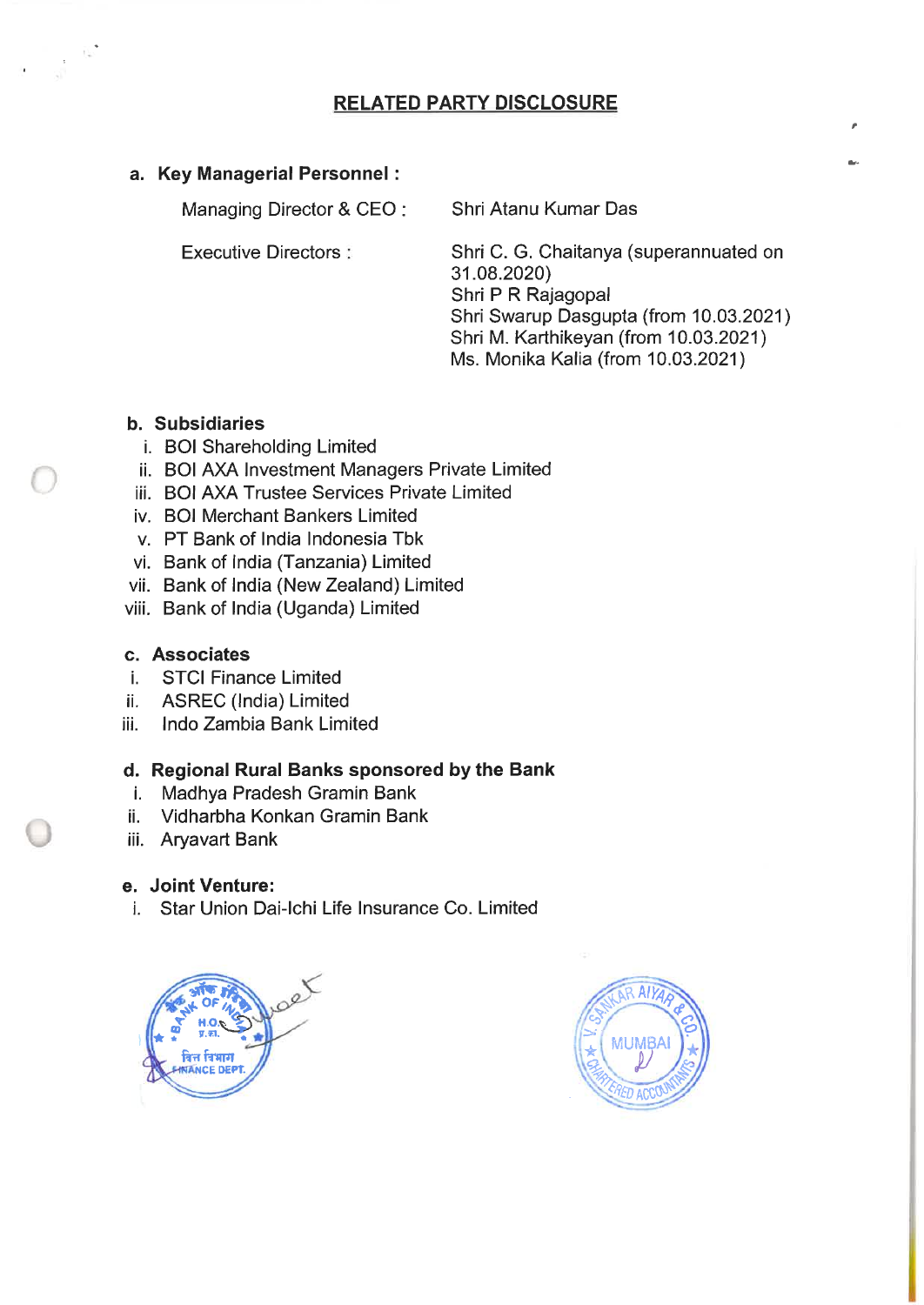# RELATED PARTY DISCLOSURE

**a. Key Managerial Personnel :**

| | |
|---|---|
| Managing Director & CEO : | Shri Atanu Kumar Das |
| Executive Directors : | Shri C. G. Chaitanya (superannuated on 31.08.2020)<br>Shri P R Rajagopal<br>Shri Swarup Dasgupta (from 10.03.2021)<br>Shri M. Karthikeyan (from 10.03.2021)<br>Ms. Monika Kalia (from 10.03.2021) |

**b. Subsidiaries**

i. BOI Shareholding Limited
ii. BOI AXA Investment Managers Private Limited
iii. BOI AXA Trustee Services Private Limited
iv. BOI Merchant Bankers Limited
v. PT Bank of India Indonesia Tbk
vi. Bank of India (Tanzania) Limited
vii. Bank of India (New Zealand) Limited
viii. Bank of India (Uganda) Limited

**c. Associates**

i. STCI Finance Limited
ii. ASREC (India) Limited
iii. Indo Zambia Bank Limited

**d. Regional Rural Banks sponsored by the Bank**

i. Madhya Pradesh Gramin Bank
ii. Vidharbha Konkan Gramin Bank
iii. Aryavart Bank

**e. Joint Venture:**

i. Star Union Dai-Ichi Life Insurance Co. Limited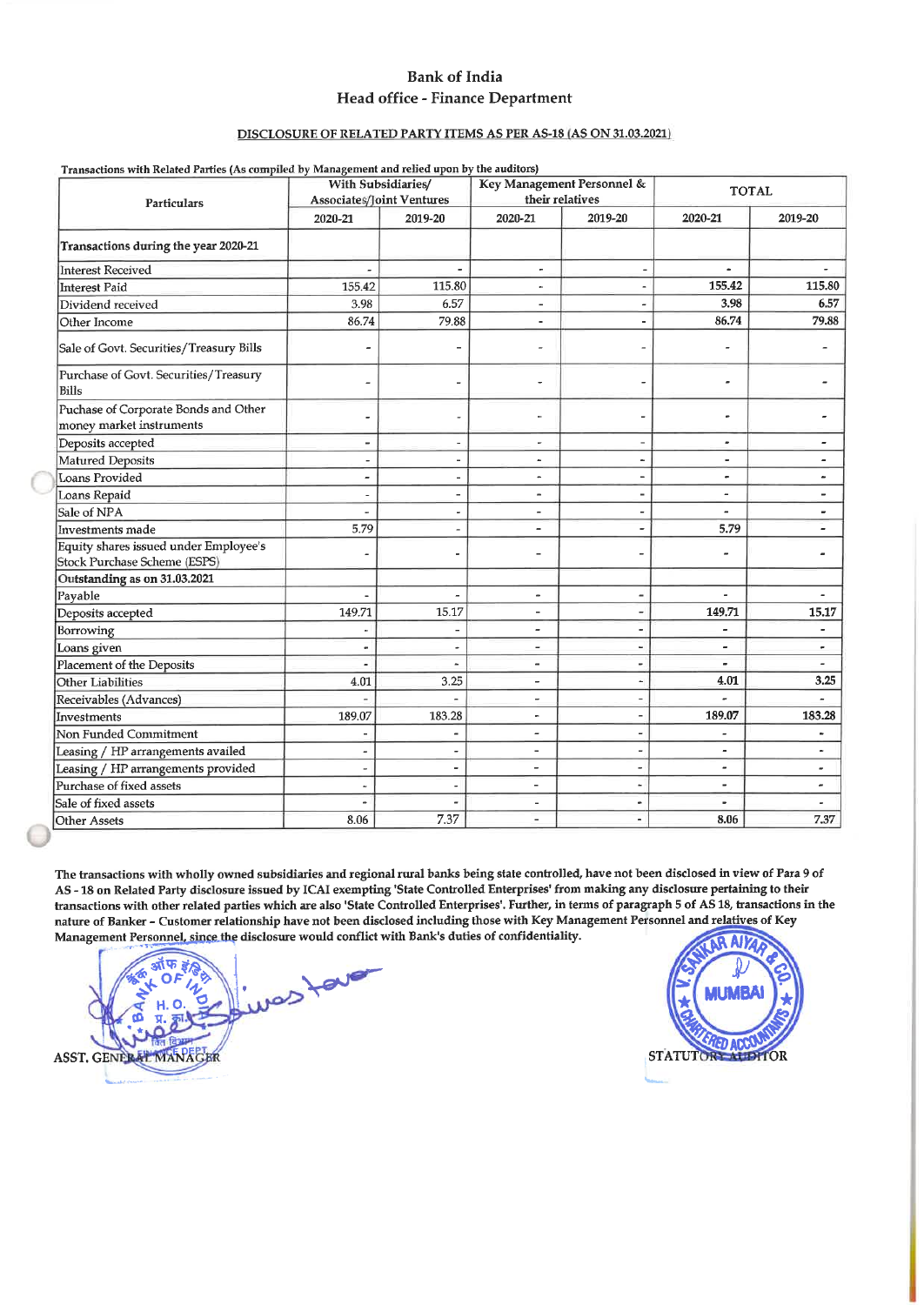# Bank of India

## Head office - Finance Department

**DISCLOSURE OF RELATED PARTY ITEMS AS PER AS-18 (AS ON 31.03.2021)**

**Transactions with Related Parties (As compiled by Management and relied upon by the auditors)**

| Particulars | With Subsidiaries/ Associates/Joint Ventures | | Key Management Personnel & their relatives | | TOTAL | |
|---|---|---|---|---|---|---|
| | 2020-21 | 2019-20 | 2020-21 | 2019-20 | 2020-21 | 2019-20 |
| **Transactions during the year 2020-21** | | | | | | |
| Interest Received | - | - | - | - | - | - |
| Interest Paid | 155.42 | 115.80 | - | - | 155.42 | 115.80 |
| Dividend received | 3.98 | 6.57 | - | - | 3.98 | 6.57 |
| Other Income | 86.74 | 79.88 | - | - | 86.74 | 79.88 |
| Sale of Govt. Securities/Treasury Bills | - | - | - | - | - | - |
| Purchase of Govt. Securities/Treasury Bills | - | - | - | - | - | - |
| Puchase of Corporate Bonds and Other money market instruments | - | - | - | - | - | - |
| Deposits accepted | - | - | - | - | - | - |
| Matured Deposits | - | - | - | - | - | - |
| Loans Provided | - | - | - | - | - | - |
| Loans Repaid | - | - | - | - | - | - |
| Sale of NPA | - | - | - | - | - | - |
| Investments made | 5.79 | - | - | - | 5.79 | - |
| Equity shares issued under Employee's Stock Purchase Scheme (ESPS) | - | - | - | - | - | - |
| **Outstanding as on 31.03.2021** | | | | | | |
| Payable | - | - | - | - | - | - |
| Deposits accepted | 149.71 | 15.17 | - | - | 149.71 | 15.17 |
| Borrowing | - | - | - | - | - | - |
| Loans given | - | - | - | - | - | - |
| Placement of the Deposits | - | - | - | - | - | - |
| Other Liabilities | 4.01 | 3.25 | - | - | 4.01 | 3.25 |
| Receivables (Advances) | - | - | - | - | - | - |
| Investments | 189.07 | 183.28 | - | - | 189.07 | 183.28 |
| Non Funded Commitment | - | - | - | - | - | - |
| Leasing / HP arrangements availed | - | - | - | - | - | - |
| Leasing / HP arrangements provided | - | - | - | - | - | - |
| Purchase of fixed assets | - | - | - | - | - | - |
| Sale of fixed assets | - | - | - | - | - | - |
| Other Assets | 8.06 | 7.37 | - | - | 8.06 | 7.37 |

**The transactions with wholly owned subsidiaries and regional rural banks being state controlled, have not been disclosed in view of Para 9 of AS - 18 on Related Party disclosure issued by ICAI exempting 'State Controlled Enterprises' from making any disclosure pertaining to their transactions with other related parties which are also 'State Controlled Enterprises'. Further, in terms of paragraph 5 of AS 18, transactions in the nature of Banker - Customer relationship have not been disclosed including those with Key Management Personnel and relatives of Key Management Personnel, since the disclosure would conflict with Bank's duties of confidentiality.**

ASST. GENERAL MANAGER

STATUTORY AUDITOR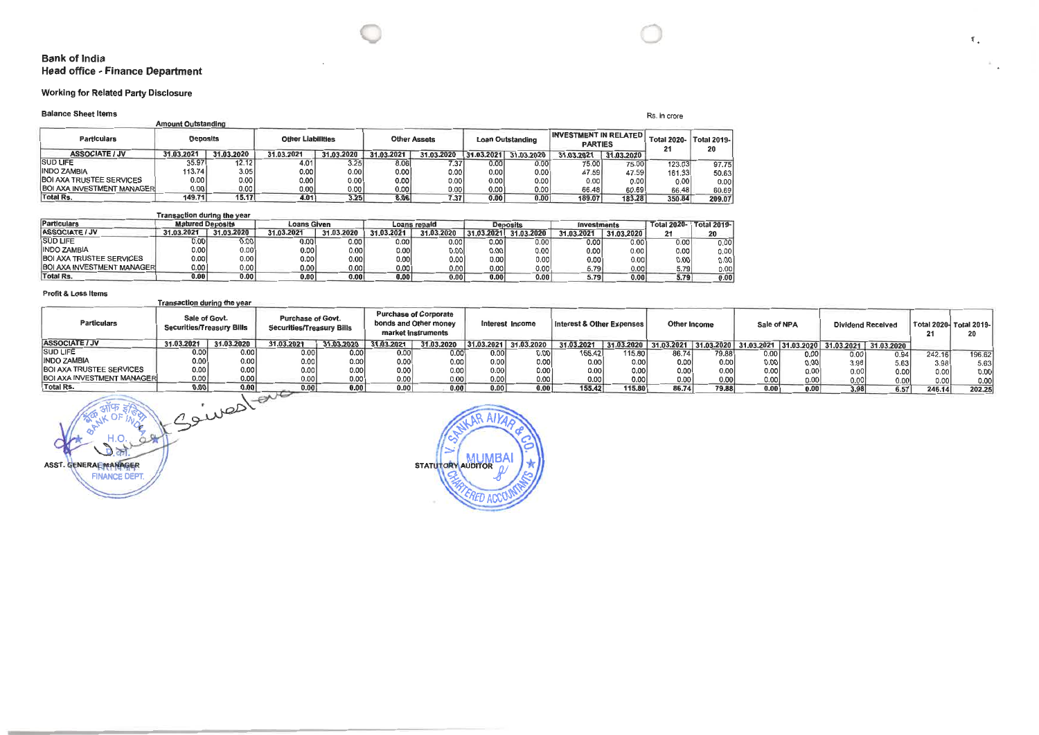# Bank of India
## Head office - Finance Department

### Working for Related Party Disclosure

**Balance Sheet Items**

Rs. in crore

Amount Outstanding

| Particulars | Deposits | | Other Liabilities | | Other Assets | | Loan Outstanding | | INVESTMENT IN RELATED PARTIES | | Total 2020-21 | Total 2019-20 |
|---|---|---|---|---|---|---|---|---|---|---|---|---|
| ASSOCIATE / JV | 31.03.2021 | 31.03.2020 | 31.03.2021 | 31.03.2020 | 31.03.2021 | 31.03.2020 | 31.03.2021 | 31.03.2020 | 31.03.2021 | 31.03.2020 | | |
| SUD LIFE | 35.97 | 12.12 | 4.01 | 3.25 | 8.06 | 7.37 | 0.00 | 0.00 | 75.00 | 75.00 | 123.03 | 97.75 |
| INDO ZAMBIA | 113.74 | 3.05 | 0.00 | 0.00 | 0.00 | 0.00 | 0.00 | 0.00 | 47.59 | 47.59 | 161.33 | 50.63 |
| BOI AXA TRUSTEE SERVICES | 0.00 | 0.00 | 0.00 | 0.00 | 0.00 | 0.00 | 0.00 | 0.00 | 0.00 | 0.00 | 0.00 | 0.00 |
| BOI AXA INVESTMENT MANAGER | 0.00 | 0.00 | 0.00 | 0.00 | 0.00 | 0.00 | 0.00 | 0.00 | 66.48 | 60.69 | 66.48 | 60.69 |
| Total Rs. | 149.71 | 15.17 | 4.01 | 3.25 | 8.06 | 7.37 | 0.00 | 0.00 | 189.07 | 183.28 | 350.84 | 209.07 |

Transaction during the year

| Particulars | Matured Deposits | | Loans Given | | Loans repaid | | Deposits | | Investments | | Total 2020-21 | Total 2019-20 |
|---|---|---|---|---|---|---|---|---|---|---|---|---|
| ASSOCIATE / JV | 31.03.2021 | 31.03.2020 | 31.03.2021 | 31.03.2020 | 31.03.2021 | 31.03.2020 | 31.03.2021 | 31.03.2020 | 31.03.2021 | 31.03.2020 | | |
| SUD LIFE | 0.00 | 0.00 | 0.00 | 0.00 | 0.00 | 0.00 | 0.00 | 0.00 | 0.00 | 0.00 | 0.00 | 0.00 |
| INDO ZAMBIA | 0.00 | 0.00 | 0.00 | 0.00 | 0.00 | 0.00 | 0.00 | 0.00 | 0.00 | 0.00 | 0.00 | 0.00 |
| BOI AXA TRUSTEE SERVICES | 0.00 | 0.00 | 0.00 | 0.00 | 0.00 | 0.00 | 0.00 | 0.00 | 0.00 | 0.00 | 0.00 | 0.00 |
| BOI AXA INVESTMENT MANAGER | 0.00 | 0.00 | 0.00 | 0.00 | 0.00 | 0.00 | 0.00 | 0.00 | 5.79 | 0.00 | 5.79 | 0.00 |
| Total Rs. | 0.00 | 0.00 | 0.00 | 0.00 | 0.00 | 0.00 | 0.00 | 0.00 | 5.79 | 0.00 | 5.79 | 0.00 |

**Profit & Loss Items**

Transaction during the year

| Particulars | Sale of Govt. Securities/Treasury Bills | | Purchase of Govt. Securities/Treasury Bills | | Purchase of Corporate bonds and Other money market instruments | | Interest Income | | Interest & Other Expenses | | Other Income | | Sale of NPA | | Dividend Received | | Total 2020-21 | Total 2019-20 |
|---|---|---|---|---|---|---|---|---|---|---|---|---|---|---|---|---|---|---|
| ASSOCIATE / JV | 31.03.2021 | 31.03.2020 | 31.03.2021 | 31.03.2020 | 31.03.2021 | 31.03.2020 | 31.03.2021 | 31.03.2020 | 31.03.2021 | 31.03.2020 | 31.03.2021 | 31.03.2020 | 31.03.2021 | 31.03.2020 | 31.03.2021 | 31.03.2020 | | |
| SUD LIFE | 0.00 | 0.00 | 0.00 | 0.00 | 0.00 | 0.00 | 0.00 | 0.00 | 155.42 | 115.80 | 86.74 | 79.88 | 0.00 | 0.00 | 0.00 | 0.94 | 242.16 | 196.62 |
| INDO ZAMBIA | 0.00 | 0.00 | 0.00 | 0.00 | 0.00 | 0.00 | 0.00 | 0.00 | 0.00 | 0.00 | 0.00 | 0.00 | 0.00 | 0.00 | 3.98 | 5.63 | 3.98 | 5.63 |
| BOI AXA TRUSTEE SERVICES | 0.00 | 0.00 | 0.00 | 0.00 | 0.00 | 0.00 | 0.00 | 0.00 | 0.00 | 0.00 | 0.00 | 0.00 | 0.00 | 0.00 | 0.00 | 0.00 | 0.00 | 0.00 |
| BOI AXA INVESTMENT MANAGER | 0.00 | 0.00 | 0.00 | 0.00 | 0.00 | 0.00 | 0.00 | 0.00 | 0.00 | 0.00 | 0.00 | 0.00 | 0.00 | 0.00 | 0.00 | 0.00 | 0.00 | 0.00 |
| Total Rs. | 0.00 | 0.00 | 0.00 | 0.00 | 0.00 | 0.00 | 0.00 | 0.00 | 155.42 | 115.80 | 86.74 | 79.88 | 0.00 | 0.00 | 3.98 | 6.57 | 246.14 | 202.25 |

ASST. GENERAL MANAGER
FINANCE DEPT.

STATUTORY AUDITOR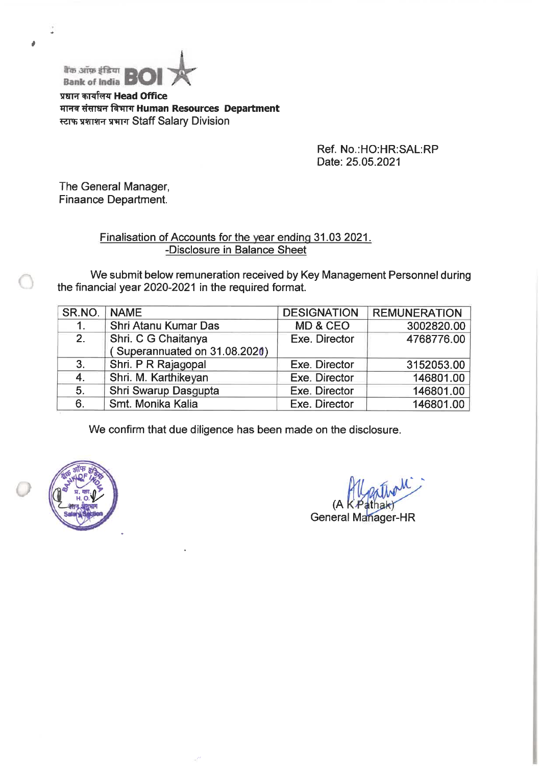बैंक ऑफ़ इंडिया **BOI**
Bank of India

प्रधान कार्यालय **Head Office**
मानव संसाधन विभाग **Human Resources Department**
स्टाफ प्रशासन प्रभाग Staff Salary Division

Ref. No.:HO:HR:SAL:RP
Date: 25.05.2021

The General Manager,
Finaance Department.

Finalisation of Accounts for the year ending 31.03 2021.
-Disclosure in Balance Sheet

We submit below remuneration received by Key Management Personnel during the financial year 2020-2021 in the required format.

| SR.NO. | NAME | DESIGNATION | REMUNERATION |
|---|---|---|---|
| 1. | Shri Atanu Kumar Das | MD & CEO | 3002820.00 |
| 2. | Shri. C G Chaitanya ( Superannuated on 31.08.2020) | Exe. Director | 4768776.00 |
| 3. | Shri. P R Rajagopal | Exe. Director | 3152053.00 |
| 4. | Shri. M. Karthikeyan | Exe. Director | 146801.00 |
| 5. | Shri Swarup Dasgupta | Exe. Director | 146801.00 |
| 6. | Smt. Monika Kalia | Exe. Director | 146801.00 |

We confirm that due diligence has been made on the disclosure.

(A K Pathak)
General Manager-HR